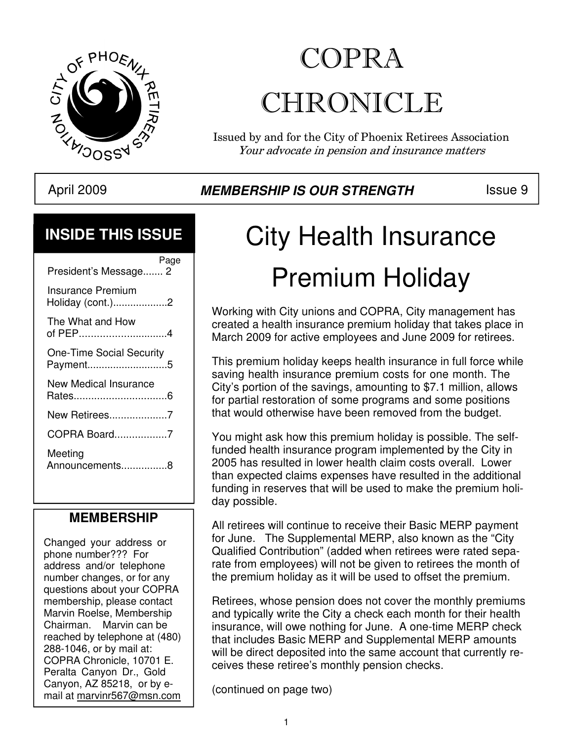# COPRA CHRONICLE

Issued by and for the City of Phoenix Retirees Association

*Your advocate in pension and insurance matters*

April 2009 | ***MEMBERSHIP IS OUR STRENGTH*** | Issue 9

## INSIDE THIS ISSUE

| | Page |
|---|---|
| President's Message | 2 |
| Insurance Premium Holiday (cont.) | 2 |
| The What and How of PEP | 4 |
| One-Time Social Security Payment | 5 |
| New Medical Insurance Rates | 6 |
| New Retirees | 7 |
| COPRA Board | 7 |
| Meeting Announcements | 8 |

## MEMBERSHIP

Changed your address or phone number??? For address and/or telephone number changes, or for any questions about your COPRA membership, please contact Marvin Roelse, Membership Chairman. Marvin can be reached by telephone at (480) 288-1046, or by mail at: COPRA Chronicle, 10701 E. Peralta Canyon Dr., Gold Canyon, AZ 85218, or by e-mail at marvinr567@msn.com

# City Health Insurance Premium Holiday

Working with City unions and COPRA, City management has created a health insurance premium holiday that takes place in March 2009 for active employees and June 2009 for retirees.

This premium holiday keeps health insurance in full force while saving health insurance premium costs for one month. The City's portion of the savings, amounting to $7.1 million, allows for partial restoration of some programs and some positions that would otherwise have been removed from the budget.

You might ask how this premium holiday is possible. The self-funded health insurance program implemented by the City in 2005 has resulted in lower health claim costs overall. Lower than expected claims expenses have resulted in the additional funding in reserves that will be used to make the premium holiday possible.

All retirees will continue to receive their Basic MERP payment for June. The Supplemental MERP, also known as the "City Qualified Contribution" (added when retirees were rated separate from employees) will not be given to retirees the month of the premium holiday as it will be used to offset the premium.

Retirees, whose pension does not cover the monthly premiums and typically write the City a check each month for their health insurance, will owe nothing for June. A one-time MERP check that includes Basic MERP and Supplemental MERP amounts will be direct deposited into the same account that currently receives these retiree's monthly pension checks.

(continued on page two)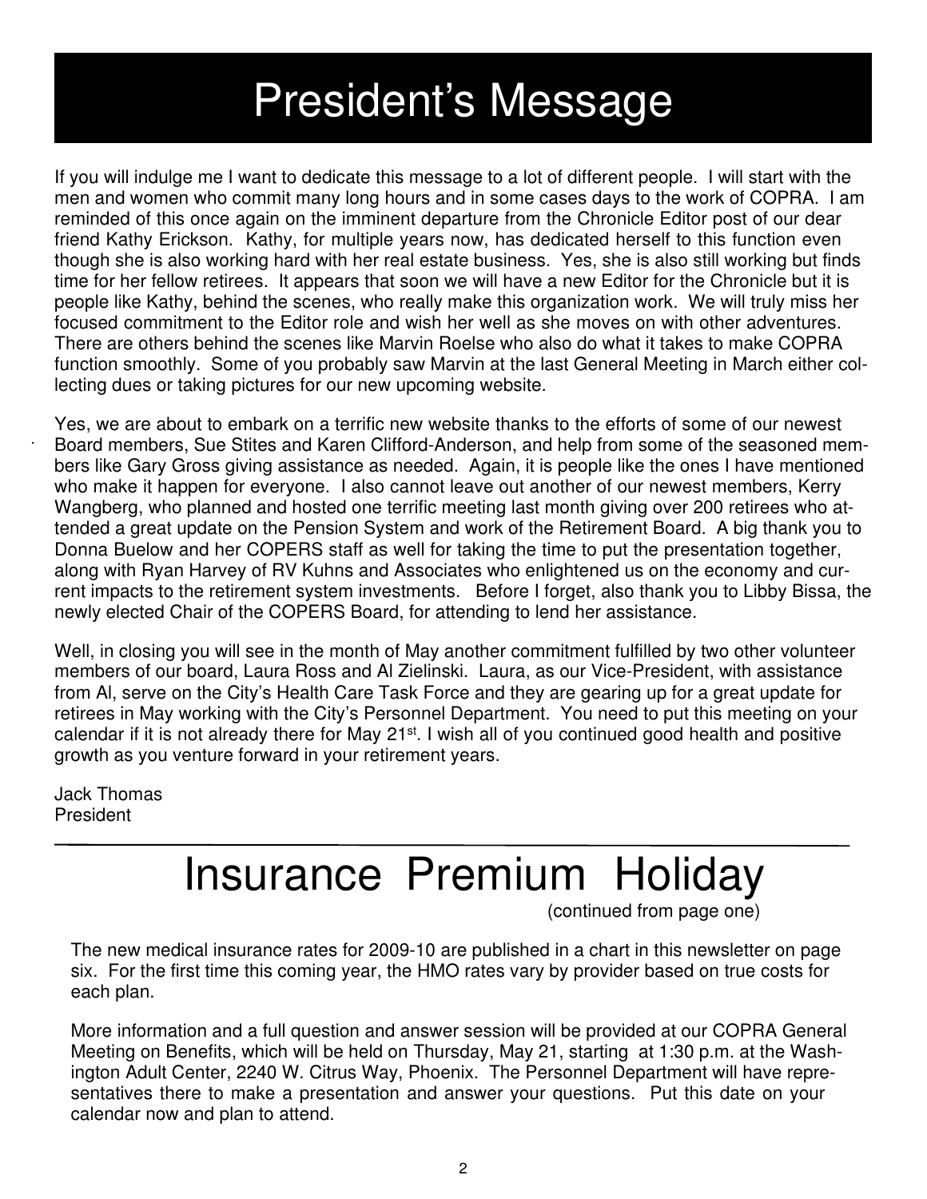# President's Message

If you will indulge me I want to dedicate this message to a lot of different people. I will start with the men and women who commit many long hours and in some cases days to the work of COPRA. I am reminded of this once again on the imminent departure from the Chronicle Editor post of our dear friend Kathy Erickson. Kathy, for multiple years now, has dedicated herself to this function even though she is also working hard with her real estate business. Yes, she is also still working but finds time for her fellow retirees. It appears that soon we will have a new Editor for the Chronicle but it is people like Kathy, behind the scenes, who really make this organization work. We will truly miss her focused commitment to the Editor role and wish her well as she moves on with other adventures. There are others behind the scenes like Marvin Roelse who also do what it takes to make COPRA function smoothly. Some of you probably saw Marvin at the last General Meeting in March either collecting dues or taking pictures for our new upcoming website.

Yes, we are about to embark on a terrific new website thanks to the efforts of some of our newest Board members, Sue Stites and Karen Clifford-Anderson, and help from some of the seasoned members like Gary Gross giving assistance as needed. Again, it is people like the ones I have mentioned who make it happen for everyone. I also cannot leave out another of our newest members, Kerry Wangberg, who planned and hosted one terrific meeting last month giving over 200 retirees who attended a great update on the Pension System and work of the Retirement Board. A big thank you to Donna Buelow and her COPERS staff as well for taking the time to put the presentation together, along with Ryan Harvey of RV Kuhns and Associates who enlightened us on the economy and current impacts to the retirement system investments. Before I forget, also thank you to Libby Bissa, the newly elected Chair of the COPERS Board, for attending to lend her assistance.

Well, in closing you will see in the month of May another commitment fulfilled by two other volunteer members of our board, Laura Ross and Al Zielinski. Laura, as our Vice-President, with assistance from Al, serve on the City's Health Care Task Force and they are gearing up for a great update for retirees in May working with the City's Personnel Department. You need to put this meeting on your calendar if it is not already there for May 21st. I wish all of you continued good health and positive growth as you venture forward in your retirement years.

Jack Thomas
President

---

# Insurance Premium Holiday

(continued from page one)

The new medical insurance rates for 2009-10 are published in a chart in this newsletter on page six. For the first time this coming year, the HMO rates vary by provider based on true costs for each plan.

More information and a full question and answer session will be provided at our COPRA General Meeting on Benefits, which will be held on Thursday, May 21, starting at 1:30 p.m. at the Washington Adult Center, 2240 W. Citrus Way, Phoenix. The Personnel Department will have representatives there to make a presentation and answer your questions. Put this date on your calendar now and plan to attend.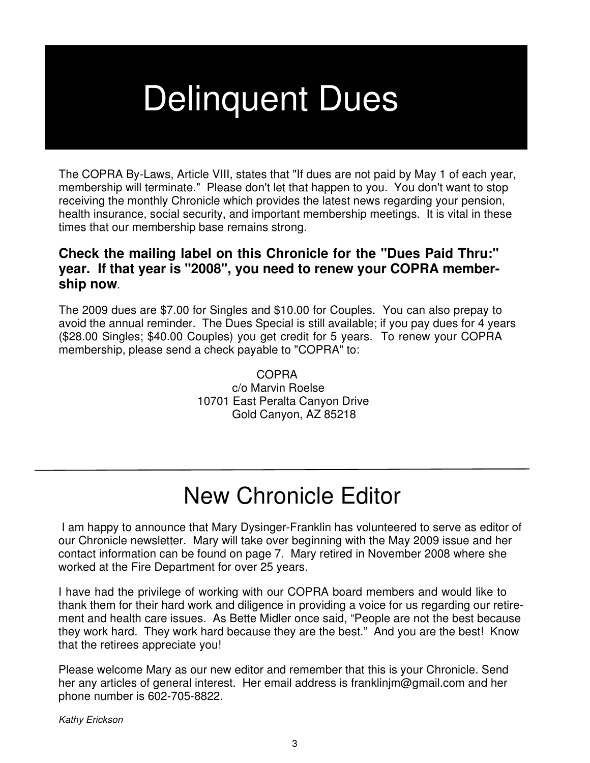# Delinquent Dues

The COPRA By-Laws, Article VIII, states that "If dues are not paid by May 1 of each year, membership will terminate." Please don't let that happen to you. You don't want to stop receiving the monthly Chronicle which provides the latest news regarding your pension, health insurance, social security, and important membership meetings. It is vital in these times that our membership base remains strong.

**Check the mailing label on this Chronicle for the "Dues Paid Thru:" year. If that year is "2008", you need to renew your COPRA membership now**.

The 2009 dues are $7.00 for Singles and $10.00 for Couples. You can also prepay to avoid the annual reminder. The Dues Special is still available; if you pay dues for 4 years ($28.00 Singles; $40.00 Couples) you get credit for 5 years. To renew your COPRA membership, please send a check payable to "COPRA" to:

COPRA
c/o Marvin Roelse
10701 East Peralta Canyon Drive
Gold Canyon, AZ 85218

---

# New Chronicle Editor

I am happy to announce that Mary Dysinger-Franklin has volunteered to serve as editor of our Chronicle newsletter. Mary will take over beginning with the May 2009 issue and her contact information can be found on page 7. Mary retired in November 2008 where she worked at the Fire Department for over 25 years.

I have had the privilege of working with our COPRA board members and would like to thank them for their hard work and diligence in providing a voice for us regarding our retirement and health care issues. As Bette Midler once said, "People are not the best because they work hard. They work hard because they are the best." And you are the best! Know that the retirees appreciate you!

Please welcome Mary as our new editor and remember that this is your Chronicle. Send her any articles of general interest. Her email address is franklinjm@gmail.com and her phone number is 602-705-8822.

*Kathy Erickson*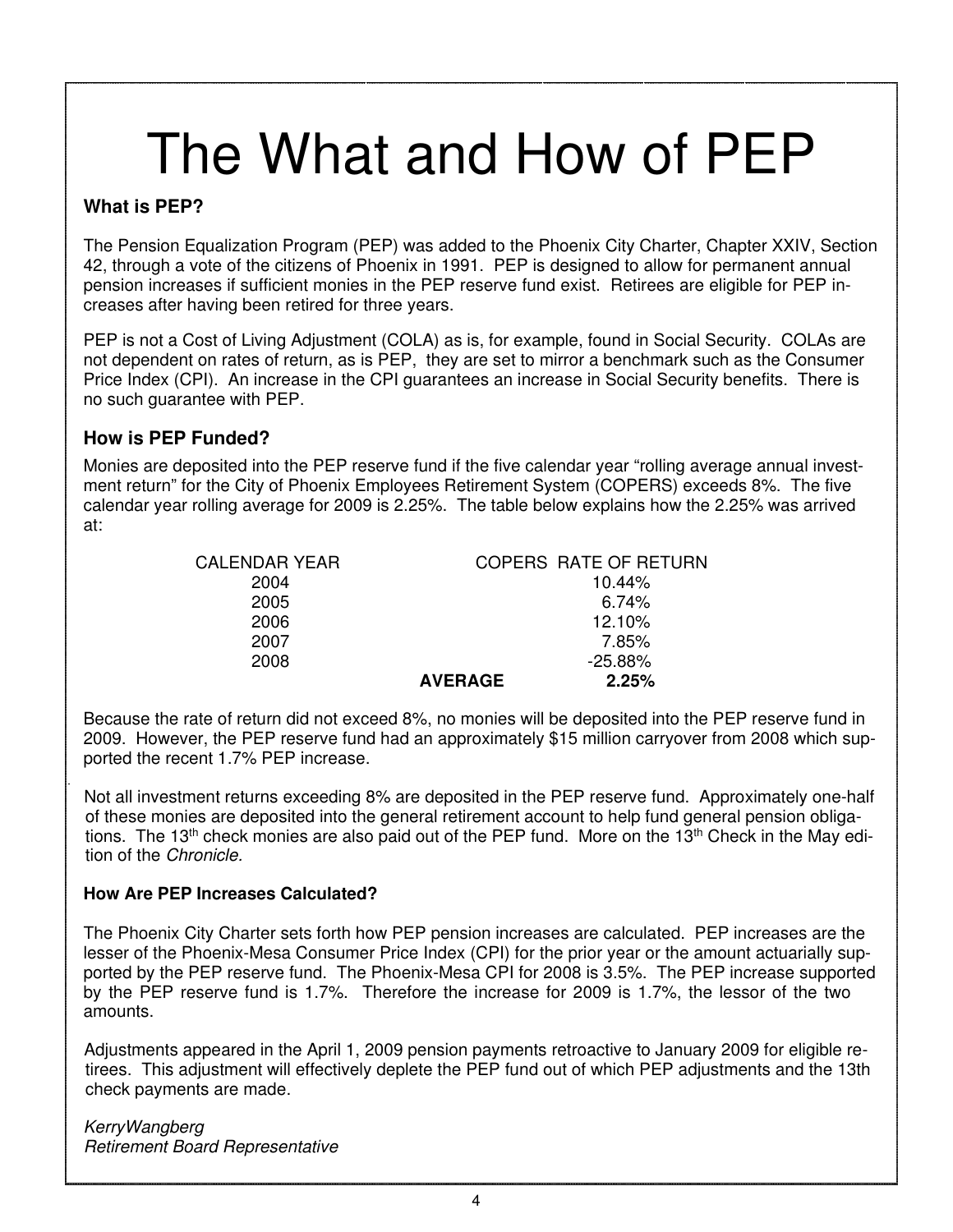# The What and How of PEP

### What is PEP?

The Pension Equalization Program (PEP) was added to the Phoenix City Charter, Chapter XXIV, Section 42, through a vote of the citizens of Phoenix in 1991. PEP is designed to allow for permanent annual pension increases if sufficient monies in the PEP reserve fund exist. Retirees are eligible for PEP increases after having been retired for three years.

PEP is not a Cost of Living Adjustment (COLA) as is, for example, found in Social Security. COLAs are not dependent on rates of return, as is PEP, they are set to mirror a benchmark such as the Consumer Price Index (CPI). An increase in the CPI guarantees an increase in Social Security benefits. There is no such guarantee with PEP.

### How is PEP Funded?

Monies are deposited into the PEP reserve fund if the five calendar year "rolling average annual investment return" for the City of Phoenix Employees Retirement System (COPERS) exceeds 8%. The five calendar year rolling average for 2009 is 2.25%. The table below explains how the 2.25% was arrived at:

| CALENDAR YEAR | COPERS RATE OF RETURN |
|---|---|
| 2004 | 10.44% |
| 2005 | 6.74% |
| 2006 | 12.10% |
| 2007 | 7.85% |
| 2008 | -25.88% |
| **AVERAGE** | **2.25%** |

Because the rate of return did not exceed 8%, no monies will be deposited into the PEP reserve fund in 2009. However, the PEP reserve fund had an approximately $15 million carryover from 2008 which supported the recent 1.7% PEP increase.

Not all investment returns exceeding 8% are deposited in the PEP reserve fund. Approximately one-half of these monies are deposited into the general retirement account to help fund general pension obligations. The 13th check monies are also paid out of the PEP fund. More on the 13th Check in the May edition of the *Chronicle.*

### How Are PEP Increases Calculated?

The Phoenix City Charter sets forth how PEP pension increases are calculated. PEP increases are the lesser of the Phoenix-Mesa Consumer Price Index (CPI) for the prior year or the amount actuarially supported by the PEP reserve fund. The Phoenix-Mesa CPI for 2008 is 3.5%. The PEP increase supported by the PEP reserve fund is 1.7%. Therefore the increase for 2009 is 1.7%, the lessor of the two amounts.

Adjustments appeared in the April 1, 2009 pension payments retroactive to January 2009 for eligible retirees. This adjustment will effectively deplete the PEP fund out of which PEP adjustments and the 13th check payments are made.

*KerryWangberg*
*Retirement Board Representative*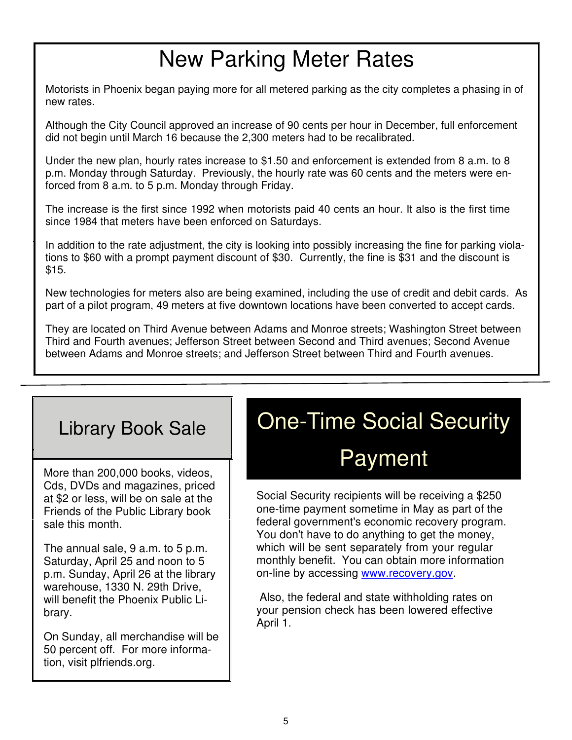# New Parking Meter Rates

Motorists in Phoenix began paying more for all metered parking as the city completes a phasing in of new rates.

Although the City Council approved an increase of 90 cents per hour in December, full enforcement did not begin until March 16 because the 2,300 meters had to be recalibrated.

Under the new plan, hourly rates increase to $1.50 and enforcement is extended from 8 a.m. to 8 p.m. Monday through Saturday. Previously, the hourly rate was 60 cents and the meters were enforced from 8 a.m. to 5 p.m. Monday through Friday.

The increase is the first since 1992 when motorists paid 40 cents an hour. It also is the first time since 1984 that meters have been enforced on Saturdays.

In addition to the rate adjustment, the city is looking into possibly increasing the fine for parking violations to $60 with a prompt payment discount of $30. Currently, the fine is $31 and the discount is $15.

New technologies for meters also are being examined, including the use of credit and debit cards. As part of a pilot program, 49 meters at five downtown locations have been converted to accept cards.

They are located on Third Avenue between Adams and Monroe streets; Washington Street between Third and Fourth avenues; Jefferson Street between Second and Third avenues; Second Avenue between Adams and Monroe streets; and Jefferson Street between Third and Fourth avenues.

## Library Book Sale

More than 200,000 books, videos, Cds, DVDs and magazines, priced at $2 or less, will be on sale at the Friends of the Public Library book sale this month.

The annual sale, 9 a.m. to 5 p.m. Saturday, April 25 and noon to 5 p.m. Sunday, April 26 at the library warehouse, 1330 N. 29th Drive, will benefit the Phoenix Public Library.

On Sunday, all merchandise will be 50 percent off. For more information, visit plfriends.org.

## One-Time Social Security Payment

Social Security recipients will be receiving a $250 one-time payment sometime in May as part of the federal government's economic recovery program. You don't have to do anything to get the money, which will be sent separately from your regular monthly benefit. You can obtain more information on-line by accessing www.recovery.gov.

Also, the federal and state withholding rates on your pension check has been lowered effective April 1.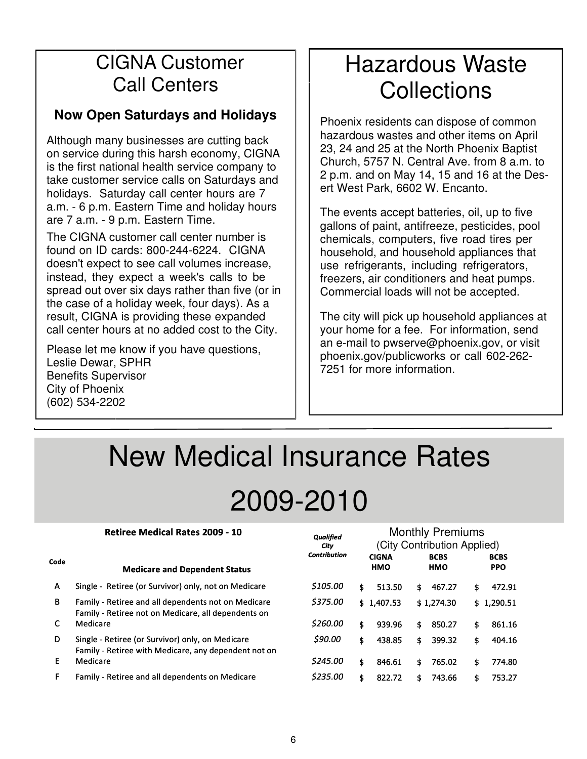## CIGNA Customer Call Centers

### Now Open Saturdays and Holidays

Although many businesses are cutting back on service during this harsh economy, CIGNA is the first national health service company to take customer service calls on Saturdays and holidays. Saturday call center hours are 7 a.m. - 6 p.m. Eastern Time and holiday hours are 7 a.m. - 9 p.m. Eastern Time.

The CIGNA customer call center number is found on ID cards: 800-244-6224. CIGNA doesn't expect to see call volumes increase, instead, they expect a week's calls to be spread out over six days rather than five (or in the case of a holiday week, four days). As a result, CIGNA is providing these expanded call center hours at no added cost to the City.

Please let me know if you have questions,
Leslie Dewar, SPHR
Benefits Supervisor
City of Phoenix
(602) 534-2202

## Hazardous Waste Collections

Phoenix residents can dispose of common hazardous wastes and other items on April 23, 24 and 25 at the North Phoenix Baptist Church, 5757 N. Central Ave. from 8 a.m. to 2 p.m. and on May 14, 15 and 16 at the Desert West Park, 6602 W. Encanto.

The events accept batteries, oil, up to five gallons of paint, antifreeze, pesticides, pool chemicals, computers, five road tires per household, and household appliances that use refrigerants, including refrigerators, freezers, air conditioners and heat pumps. Commercial loads will not be accepted.

The city will pick up household appliances at your home for a fee. For information, send an e-mail to pwserve@phoenix.gov, or visit phoenix.gov/publicworks or call 602-262-7251 for more information.

# New Medical Insurance Rates 2009-2010

**Retiree Medical Rates 2009 - 10**

| Code | Medicare and Dependent Status | *Qualified City Contribution* | Monthly Premiums (City Contribution Applied) CIGNA HMO | BCBS HMO | BCBS PPO |
|---|---|---|---|---|---|
| A | Single - Retiree (or Survivor) only, not on Medicare | *$105.00* | $ 513.50 | $ 467.27 | $ 472.91 |
| B | Family - Retiree and all dependents not on Medicare | *$375.00* | $ 1,407.53 | $ 1,274.30 | $ 1,290.51 |
| C | Family - Retiree not on Medicare, all dependents on Medicare | *$260.00* | $ 939.96 | $ 850.27 | $ 861.16 |
| D | Single - Retiree (or Survivor) only, on Medicare | *$90.00* | $ 438.85 | $ 399.32 | $ 404.16 |
| E | Family - Retiree with Medicare, any dependent not on Medicare | *$245.00* | $ 846.61 | $ 765.02 | $ 774.80 |
| F | Family - Retiree and all dependents on Medicare | *$235.00* | $ 822.72 | $ 743.66 | $ 753.27 |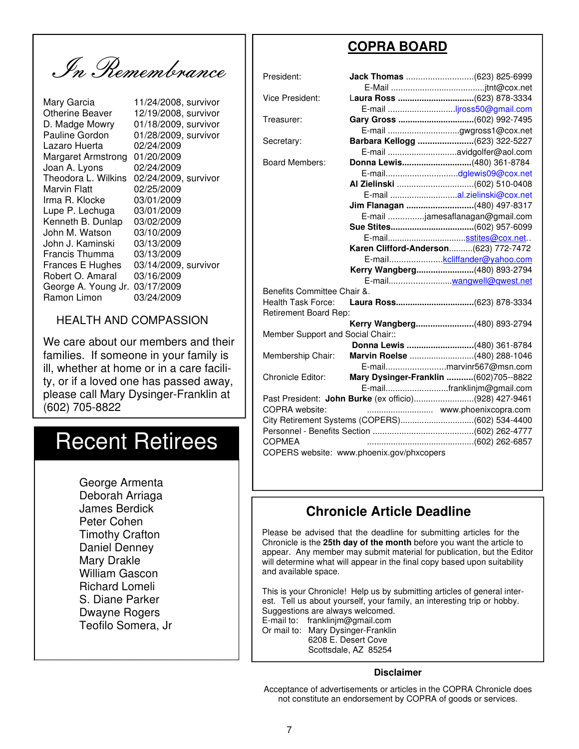# In Remembrance

| | |
|---|---|
| Mary Garcia | 11/24/2008, survivor |
| Otherine Beaver | 12/19/2008, survivor |
| D. Madge Mowry | 01/18/2009, survivor |
| Pauline Gordon | 01/28/2009, survivor |
| Lazaro Huerta | 02/24/2009 |
| Margaret Armstrong | 01/20/2009 |
| Joan A. Lyons | 02/24/2009 |
| Theodora L. Wilkins | 02/24/2009, survivor |
| Marvin Flatt | 02/25/2009 |
| Irma R. Klocke | 03/01/2009 |
| Lupe P. Lechuga | 03/01/2009 |
| Kenneth B. Dunlap | 03/02/2009 |
| John M. Watson | 03/10/2009 |
| John J. Kaminski | 03/13/2009 |
| Francis Thumma | 03/13/2009 |
| Frances E Hughes | 03/14/2009, survivor |
| Robert O. Amaral | 03/16/2009 |
| George A. Young Jr. | 03/17/2009 |
| Ramon Limon | 03/24/2009 |

## HEALTH AND COMPASSION

We care about our members and their families. If someone in your family is ill, whether at home or in a care facility, or if a loved one has passed away, please call Mary Dysinger-Franklin at (602) 705-8822

# Recent Retirees

George Armenta
Deborah Arriaga
James Berdick
Peter Cohen
Timothy Crafton
Daniel Denney
Mary Drakle
William Gascon
Richard Lomeli
S. Diane Parker
Dwayne Rogers
Teofilo Somera, Jr

# COPRA BOARD

President: **Jack Thomas** ............................(623) 825-6999
E-Mail ......................................jtnt@cox.net

Vice President: **Laura Ross** ................................(623) 878-3334
E-mail ............................ljross50@gmail.com

Treasurer: **Gary Gross** ...............................(602) 992-7495
E-mail ..............................gwgross1@cox.net

Secretary: **Barbara Kellogg** .......................(623) 322-5227
E-mail ............................avidgolfer@aol.com

Board Members: **Donna Lewis**.............................(480) 361-8784
E-mail.............................dglewis09@cox.net

**Al Zielinski** ................................(602) 510-0408
E-mail ............................al.zielinski@cox.net

**Jim Flanagan** ............................(480) 497-8317
E-mail ..............jamesaflanagan@gmail.com

**Sue Stites**..................................(602) 957-6099
E-mail................................sstites@cox.net..

**Karen Clifford-Anderson**..........(623) 772-7472
E-mail......................kcliffander@yahoo.com

**Kerry Wangberg**........................(480) 893-2794
E-mail..........................wangwell@qwest.net

Benefits Committee Chair &.
Health Task Force: **Laura Ross**................................(623) 878-3334

Retirement Board Rep:
**Kerry Wangberg**........................(480) 893-2794

Member Support and Social Chair::
**Donna Lewis** ............................(480) 361-8784

Membership Chair: **Marvin Roelse** ...........................(480) 288-1046
E-mail..........................marvinr567@msn.com

Chronicle Editor: **Mary Dysinger-Franklin** ...........(602)705--8822
E-mail..........................franklinjm@gmail.com

Past President: **John Burke** (ex officio).........................(928) 427-9461

COPRA website: ............................ www.phoenixcopra.com

City Retirement Systems (COPERS)...............................(602) 534-4400

Personnel - Benefits Section ..........................................(602) 262-4777

COPMEA .............................................(602) 262-6857

COPERS website: www.phoenix.gov/phxcopers

## Chronicle Article Deadline

Please be advised that the deadline for submitting articles for the Chronicle is the **25th day of the month** before you want the article to appear. Any member may submit material for publication, but the Editor will determine what will appear in the final copy based upon suitability and available space.

This is your Chronicle! Help us by submitting articles of general interest. Tell us about yourself, your family, an interesting trip or hobby. Suggestions are always welcomed.
E-mail to: franklinjm@gmail.com
Or mail to: Mary Dysinger-Franklin
6208 E. Desert Cove
Scottsdale, AZ 85254

### Disclaimer

Acceptance of advertisements or articles in the COPRA Chronicle does not constitute an endorsement by COPRA of goods or services.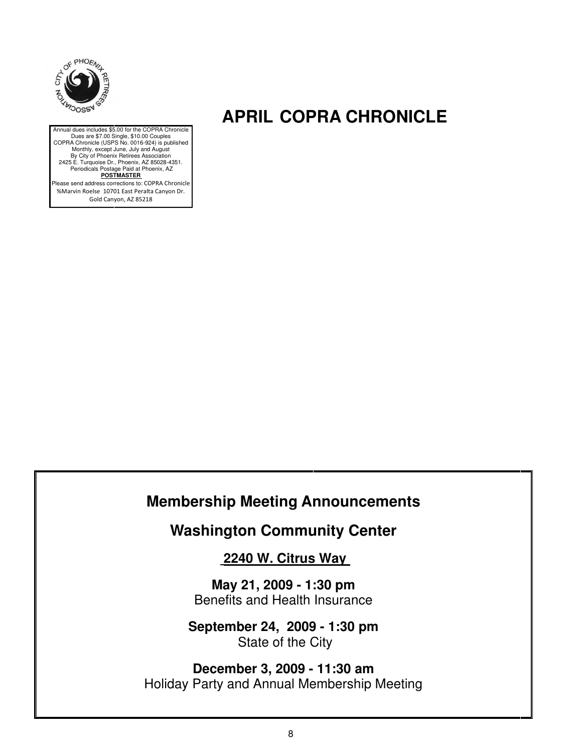# APRIL COPRA CHRONICLE

Annual dues includes $5.00 for the COPRA Chronicle
Dues are $7.00 Single, $10.00 Couples
COPRA Chronicle (USPS No. 0016-924) is published
Monthly, except June, July and August
By City of Phoenix Retirees Association
2425 E. Turquoise Dr., Phoenix, AZ 85028-4351.
Periodicals Postage Paid at Phoenix, AZ
**POSTMASTER**
Please send address corrections to: COPRA Chronicle
%Marvin Roelse 10701 East Peralta Canyon Dr.
Gold Canyon, AZ 85218

## Membership Meeting Announcements

## Washington Community Center

**2240 W. Citrus Way**

**May 21, 2009 - 1:30 pm**
Benefits and Health Insurance

**September 24, 2009 - 1:30 pm**
State of the City

**December 3, 2009 - 11:30 am**
Holiday Party and Annual Membership Meeting